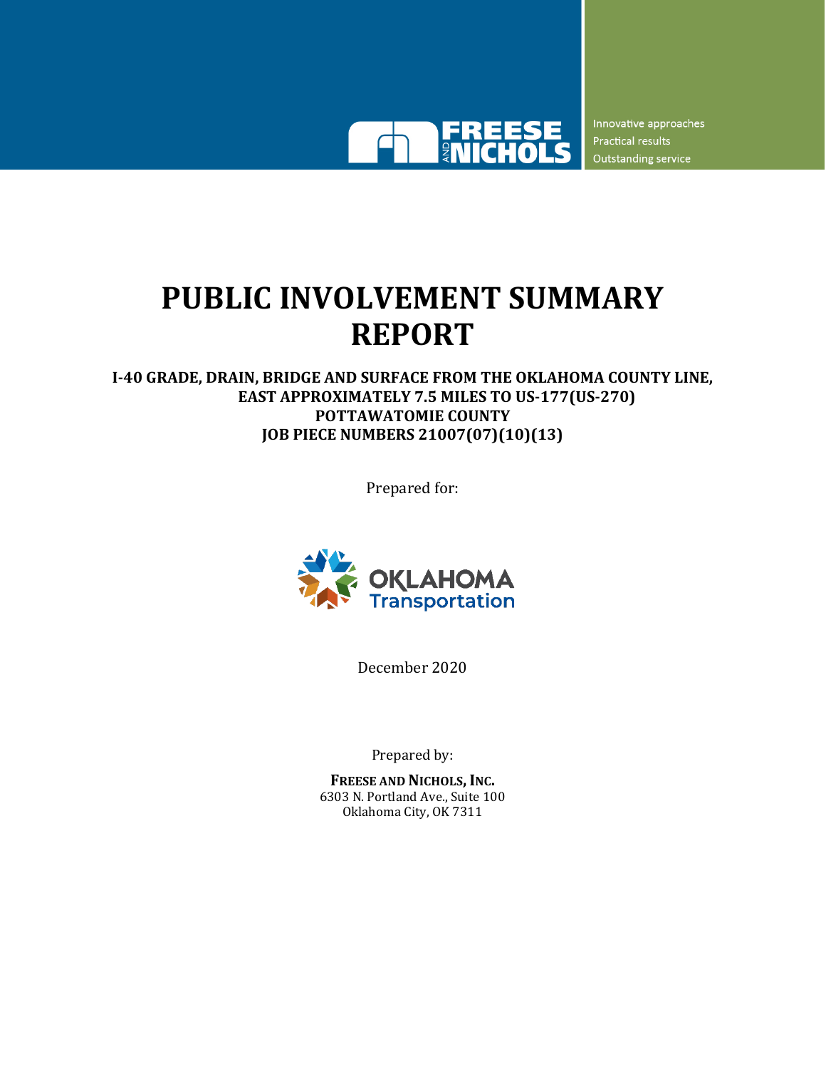FREESE AND NICHOLS

Innovative approaches
Practical results
Outstanding service

# PUBLIC INVOLVEMENT SUMMARY REPORT

**I-40 GRADE, DRAIN, BRIDGE AND SURFACE FROM THE OKLAHOMA COUNTY LINE, EAST APPROXIMATELY 7.5 MILES TO US-177(US-270)**
**POTTAWATOMIE COUNTY**
**JOB PIECE NUMBERS 21007(07)(10)(13)**

Prepared for:

OKLAHOMA Transportation

December 2020

Prepared by:

**FREESE AND NICHOLS, INC.**
6303 N. Portland Ave., Suite 100
Oklahoma City, OK 7311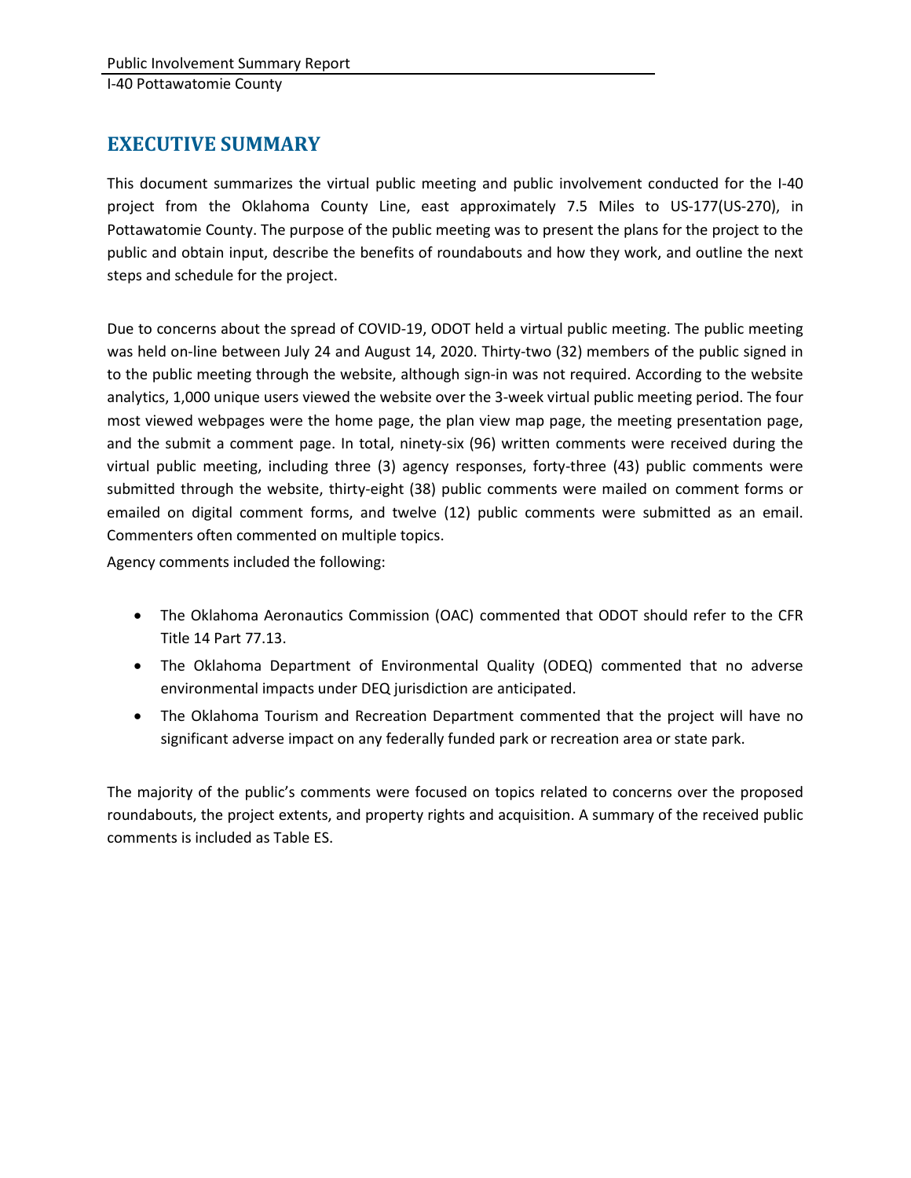# EXECUTIVE SUMMARY

This document summarizes the virtual public meeting and public involvement conducted for the I-40 project from the Oklahoma County Line, east approximately 7.5 Miles to US-177(US-270), in Pottawatomie County. The purpose of the public meeting was to present the plans for the project to the public and obtain input, describe the benefits of roundabouts and how they work, and outline the next steps and schedule for the project.

Due to concerns about the spread of COVID-19, ODOT held a virtual public meeting. The public meeting was held on-line between July 24 and August 14, 2020. Thirty-two (32) members of the public signed in to the public meeting through the website, although sign-in was not required. According to the website analytics, 1,000 unique users viewed the website over the 3-week virtual public meeting period. The four most viewed webpages were the home page, the plan view map page, the meeting presentation page, and the submit a comment page. In total, ninety-six (96) written comments were received during the virtual public meeting, including three (3) agency responses, forty-three (43) public comments were submitted through the website, thirty-eight (38) public comments were mailed on comment forms or emailed on digital comment forms, and twelve (12) public comments were submitted as an email. Commenters often commented on multiple topics.

Agency comments included the following:

- The Oklahoma Aeronautics Commission (OAC) commented that ODOT should refer to the CFR Title 14 Part 77.13.
- The Oklahoma Department of Environmental Quality (ODEQ) commented that no adverse environmental impacts under DEQ jurisdiction are anticipated.
- The Oklahoma Tourism and Recreation Department commented that the project will have no significant adverse impact on any federally funded park or recreation area or state park.

The majority of the public's comments were focused on topics related to concerns over the proposed roundabouts, the project extents, and property rights and acquisition. A summary of the received public comments is included as Table ES.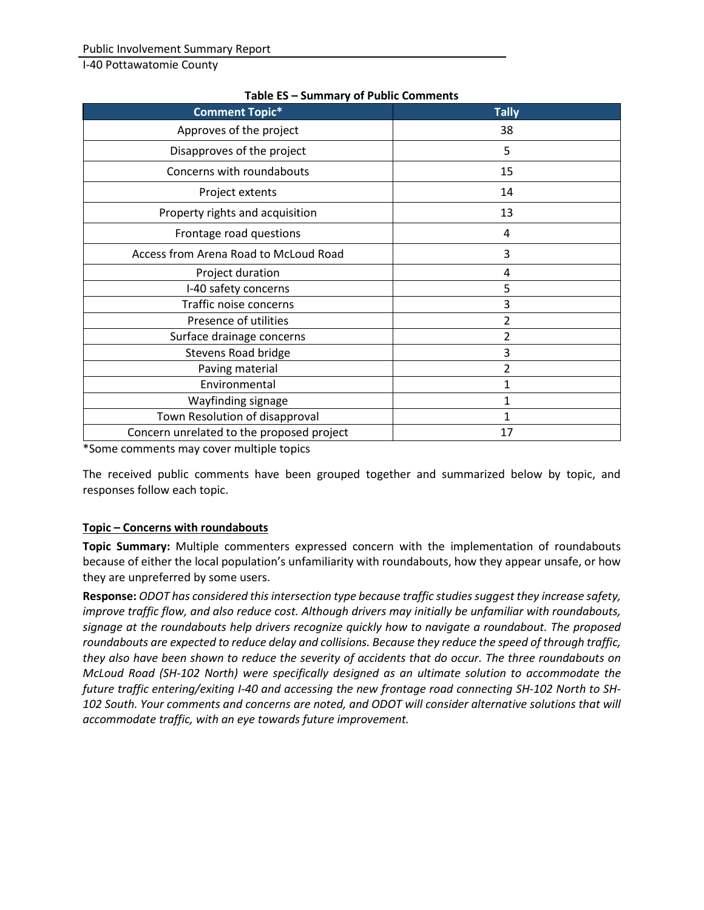**Table ES – Summary of Public Comments**

| Comment Topic* | Tally |
|---|---|
| Approves of the project | 38 |
| Disapproves of the project | 5 |
| Concerns with roundabouts | 15 |
| Project extents | 14 |
| Property rights and acquisition | 13 |
| Frontage road questions | 4 |
| Access from Arena Road to McLoud Road | 3 |
| Project duration | 4 |
| I-40 safety concerns | 5 |
| Traffic noise concerns | 3 |
| Presence of utilities | 2 |
| Surface drainage concerns | 2 |
| Stevens Road bridge | 3 |
| Paving material | 2 |
| Environmental | 1 |
| Wayfinding signage | 1 |
| Town Resolution of disapproval | 1 |
| Concern unrelated to the proposed project | 17 |

*Some comments may cover multiple topics

The received public comments have been grouped together and summarized below by topic, and responses follow each topic.

**Topic – Concerns with roundabouts**

**Topic Summary:** Multiple commenters expressed concern with the implementation of roundabouts because of either the local population's unfamiliarity with roundabouts, how they appear unsafe, or how they are unpreferred by some users.

**Response:** *ODOT has considered this intersection type because traffic studies suggest they increase safety, improve traffic flow, and also reduce cost. Although drivers may initially be unfamiliar with roundabouts, signage at the roundabouts help drivers recognize quickly how to navigate a roundabout. The proposed roundabouts are expected to reduce delay and collisions. Because they reduce the speed of through traffic, they also have been shown to reduce the severity of accidents that do occur. The three roundabouts on McLoud Road (SH-102 North) were specifically designed as an ultimate solution to accommodate the future traffic entering/exiting I-40 and accessing the new frontage road connecting SH-102 North to SH-102 South. Your comments and concerns are noted, and ODOT will consider alternative solutions that will accommodate traffic, with an eye towards future improvement.*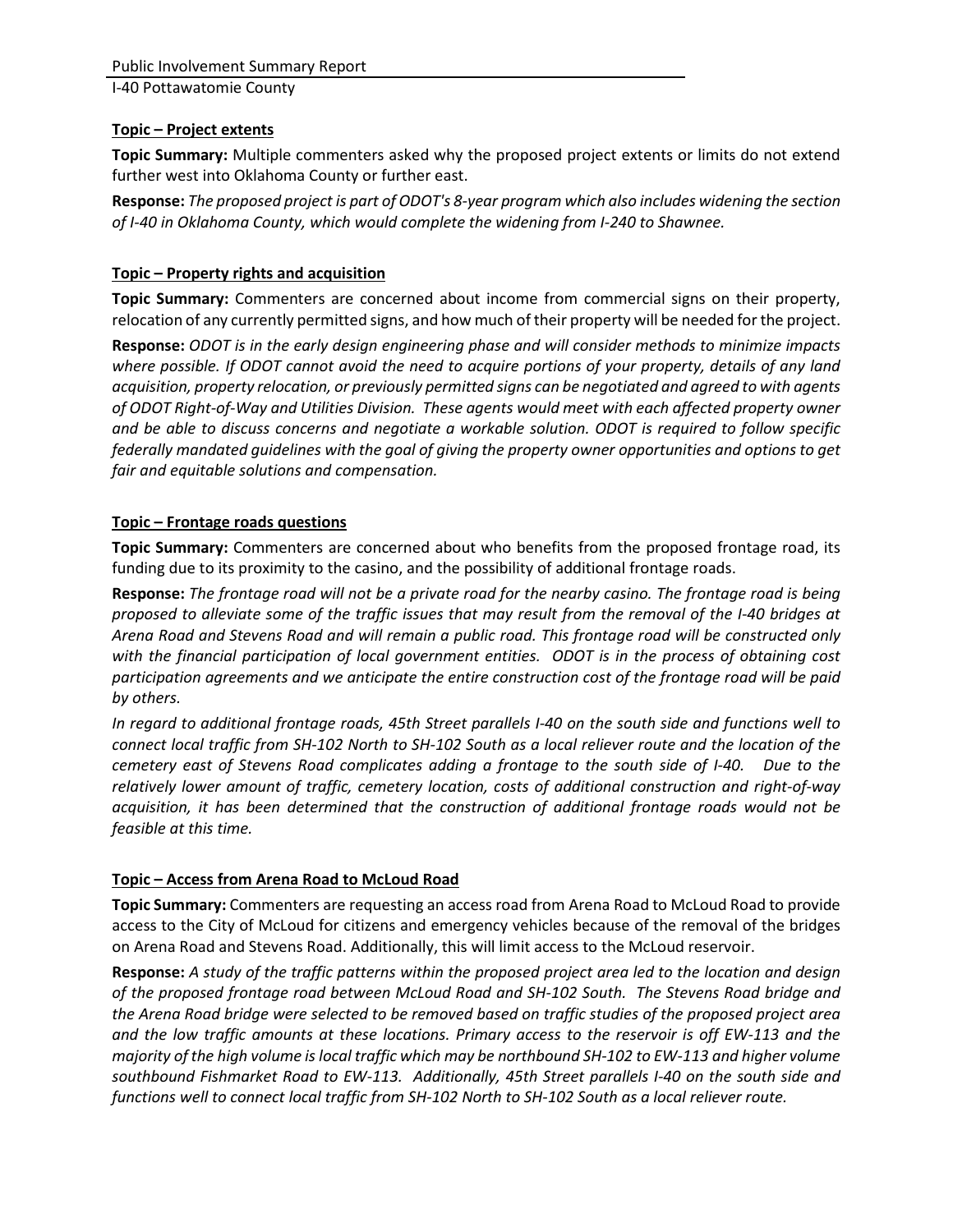**Topic – Project extents**

**Topic Summary:** Multiple commenters asked why the proposed project extents or limits do not extend further west into Oklahoma County or further east.

**Response:** *The proposed project is part of ODOT's 8-year program which also includes widening the section of I-40 in Oklahoma County, which would complete the widening from I-240 to Shawnee.*

**Topic – Property rights and acquisition**

**Topic Summary:** Commenters are concerned about income from commercial signs on their property, relocation of any currently permitted signs, and how much of their property will be needed for the project.

**Response:** *ODOT is in the early design engineering phase and will consider methods to minimize impacts where possible. If ODOT cannot avoid the need to acquire portions of your property, details of any land acquisition, property relocation, or previously permitted signs can be negotiated and agreed to with agents of ODOT Right-of-Way and Utilities Division. These agents would meet with each affected property owner and be able to discuss concerns and negotiate a workable solution. ODOT is required to follow specific federally mandated guidelines with the goal of giving the property owner opportunities and options to get fair and equitable solutions and compensation.*

**Topic – Frontage roads questions**

**Topic Summary:** Commenters are concerned about who benefits from the proposed frontage road, its funding due to its proximity to the casino, and the possibility of additional frontage roads.

**Response:** *The frontage road will not be a private road for the nearby casino. The frontage road is being proposed to alleviate some of the traffic issues that may result from the removal of the I-40 bridges at Arena Road and Stevens Road and will remain a public road. This frontage road will be constructed only with the financial participation of local government entities. ODOT is in the process of obtaining cost participation agreements and we anticipate the entire construction cost of the frontage road will be paid by others.*

*In regard to additional frontage roads, 45th Street parallels I-40 on the south side and functions well to connect local traffic from SH-102 North to SH-102 South as a local reliever route and the location of the cemetery east of Stevens Road complicates adding a frontage to the south side of I-40. Due to the relatively lower amount of traffic, cemetery location, costs of additional construction and right-of-way acquisition, it has been determined that the construction of additional frontage roads would not be feasible at this time.*

**Topic – Access from Arena Road to McLoud Road**

**Topic Summary:** Commenters are requesting an access road from Arena Road to McLoud Road to provide access to the City of McLoud for citizens and emergency vehicles because of the removal of the bridges on Arena Road and Stevens Road. Additionally, this will limit access to the McLoud reservoir.

**Response:** *A study of the traffic patterns within the proposed project area led to the location and design of the proposed frontage road between McLoud Road and SH-102 South. The Stevens Road bridge and the Arena Road bridge were selected to be removed based on traffic studies of the proposed project area and the low traffic amounts at these locations. Primary access to the reservoir is off EW-113 and the majority of the high volume is local traffic which may be northbound SH-102 to EW-113 and higher volume southbound Fishmarket Road to EW-113. Additionally, 45th Street parallels I-40 on the south side and functions well to connect local traffic from SH-102 North to SH-102 South as a local reliever route.*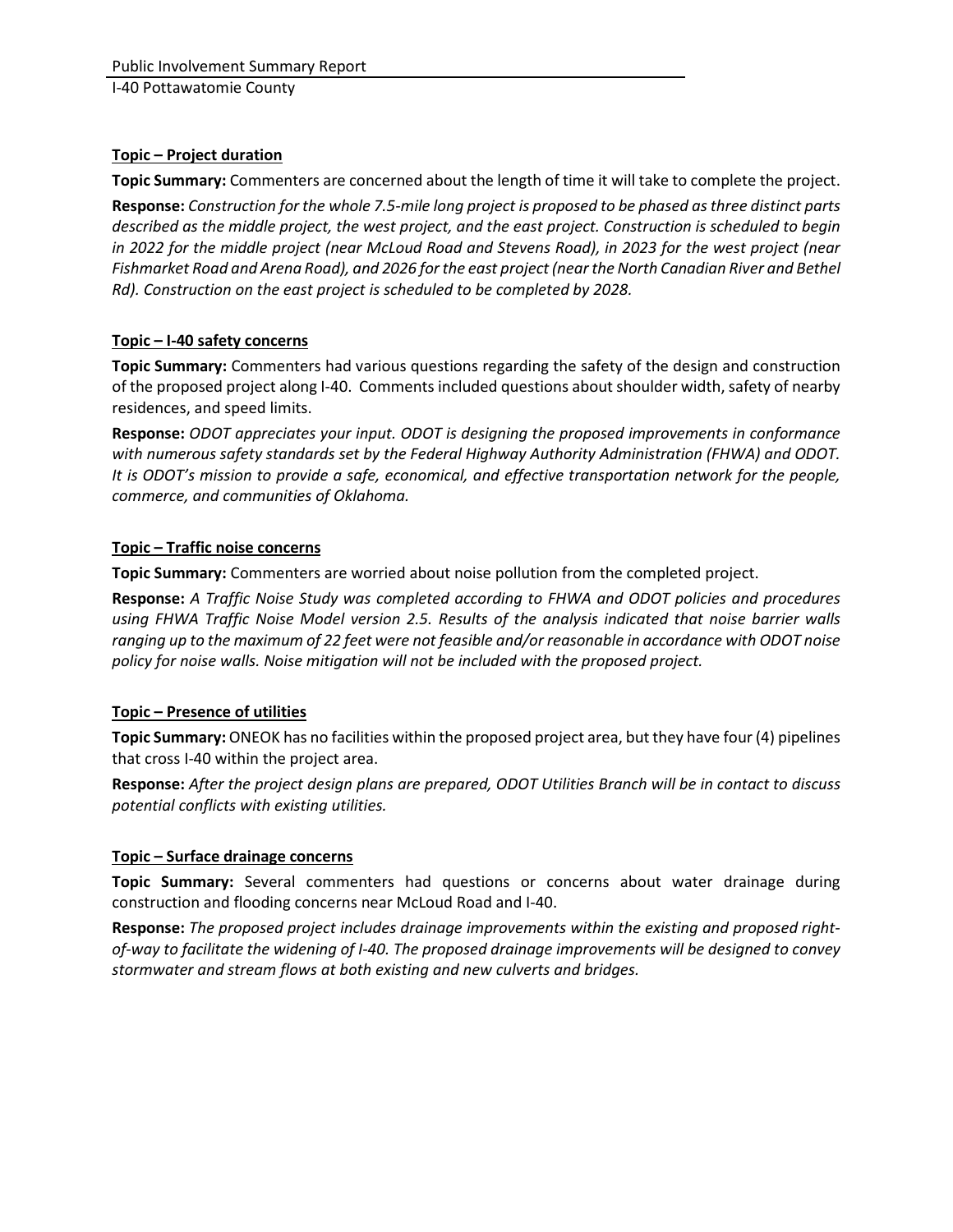**Topic – Project duration**

**Topic Summary:** Commenters are concerned about the length of time it will take to complete the project.

**Response:** *Construction for the whole 7.5-mile long project is proposed to be phased as three distinct parts described as the middle project, the west project, and the east project. Construction is scheduled to begin in 2022 for the middle project (near McLoud Road and Stevens Road), in 2023 for the west project (near Fishmarket Road and Arena Road), and 2026 for the east project (near the North Canadian River and Bethel Rd). Construction on the east project is scheduled to be completed by 2028.*

**Topic – I-40 safety concerns**

**Topic Summary:** Commenters had various questions regarding the safety of the design and construction of the proposed project along I-40. Comments included questions about shoulder width, safety of nearby residences, and speed limits.

**Response:** *ODOT appreciates your input. ODOT is designing the proposed improvements in conformance with numerous safety standards set by the Federal Highway Authority Administration (FHWA) and ODOT. It is ODOT's mission to provide a safe, economical, and effective transportation network for the people, commerce, and communities of Oklahoma.*

**Topic – Traffic noise concerns**

**Topic Summary:** Commenters are worried about noise pollution from the completed project.

**Response:** *A Traffic Noise Study was completed according to FHWA and ODOT policies and procedures using FHWA Traffic Noise Model version 2.5. Results of the analysis indicated that noise barrier walls ranging up to the maximum of 22 feet were not feasible and/or reasonable in accordance with ODOT noise policy for noise walls. Noise mitigation will not be included with the proposed project.*

**Topic – Presence of utilities**

**Topic Summary:** ONEOK has no facilities within the proposed project area, but they have four (4) pipelines that cross I-40 within the project area.

**Response:** *After the project design plans are prepared, ODOT Utilities Branch will be in contact to discuss potential conflicts with existing utilities.*

**Topic – Surface drainage concerns**

**Topic Summary:** Several commenters had questions or concerns about water drainage during construction and flooding concerns near McLoud Road and I-40.

**Response:** *The proposed project includes drainage improvements within the existing and proposed right-of-way to facilitate the widening of I-40. The proposed drainage improvements will be designed to convey stormwater and stream flows at both existing and new culverts and bridges.*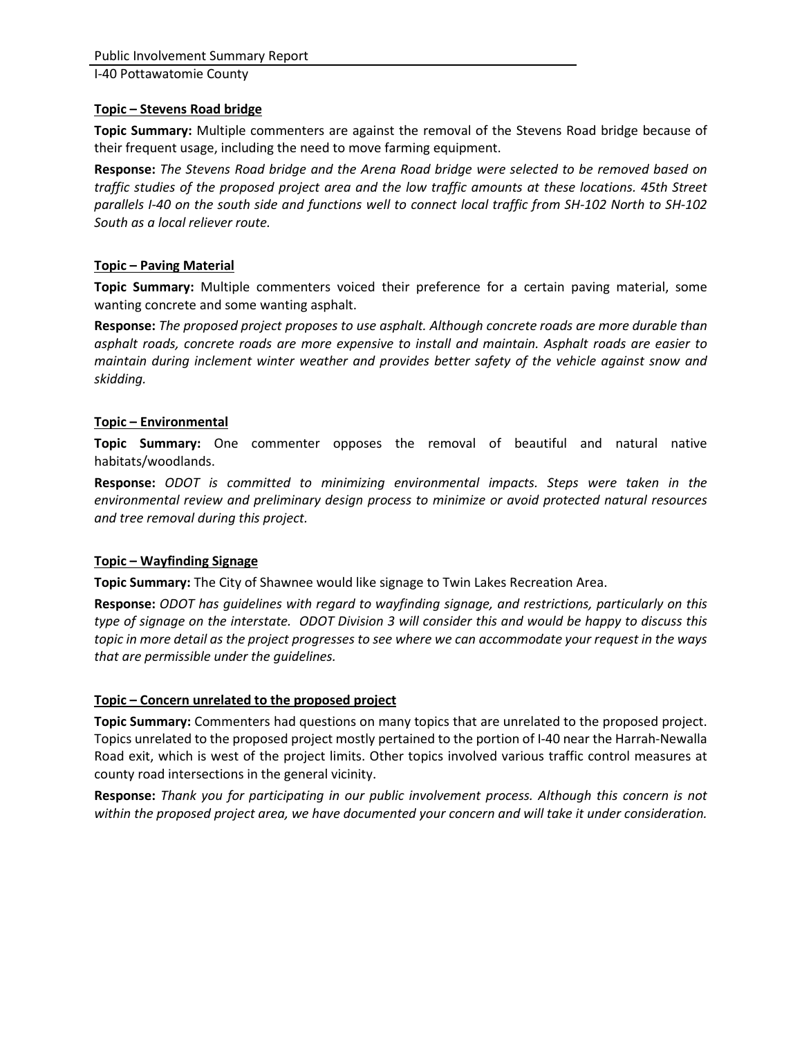**Topic – Stevens Road bridge**

**Topic Summary:** Multiple commenters are against the removal of the Stevens Road bridge because of their frequent usage, including the need to move farming equipment.

**Response:** *The Stevens Road bridge and the Arena Road bridge were selected to be removed based on traffic studies of the proposed project area and the low traffic amounts at these locations. 45th Street parallels I-40 on the south side and functions well to connect local traffic from SH-102 North to SH-102 South as a local reliever route.*

**Topic – Paving Material**

**Topic Summary:** Multiple commenters voiced their preference for a certain paving material, some wanting concrete and some wanting asphalt.

**Response:** *The proposed project proposes to use asphalt. Although concrete roads are more durable than asphalt roads, concrete roads are more expensive to install and maintain. Asphalt roads are easier to maintain during inclement winter weather and provides better safety of the vehicle against snow and skidding.*

**Topic – Environmental**

**Topic Summary:** One commenter opposes the removal of beautiful and natural native habitats/woodlands.

**Response:** *ODOT is committed to minimizing environmental impacts. Steps were taken in the environmental review and preliminary design process to minimize or avoid protected natural resources and tree removal during this project.*

**Topic – Wayfinding Signage**

**Topic Summary:** The City of Shawnee would like signage to Twin Lakes Recreation Area.

**Response:** *ODOT has guidelines with regard to wayfinding signage, and restrictions, particularly on this type of signage on the interstate. ODOT Division 3 will consider this and would be happy to discuss this topic in more detail as the project progresses to see where we can accommodate your request in the ways that are permissible under the guidelines.*

**Topic – Concern unrelated to the proposed project**

**Topic Summary:** Commenters had questions on many topics that are unrelated to the proposed project. Topics unrelated to the proposed project mostly pertained to the portion of I-40 near the Harrah-Newalla Road exit, which is west of the project limits. Other topics involved various traffic control measures at county road intersections in the general vicinity.

**Response:** *Thank you for participating in our public involvement process. Although this concern is not within the proposed project area, we have documented your concern and will take it under consideration.*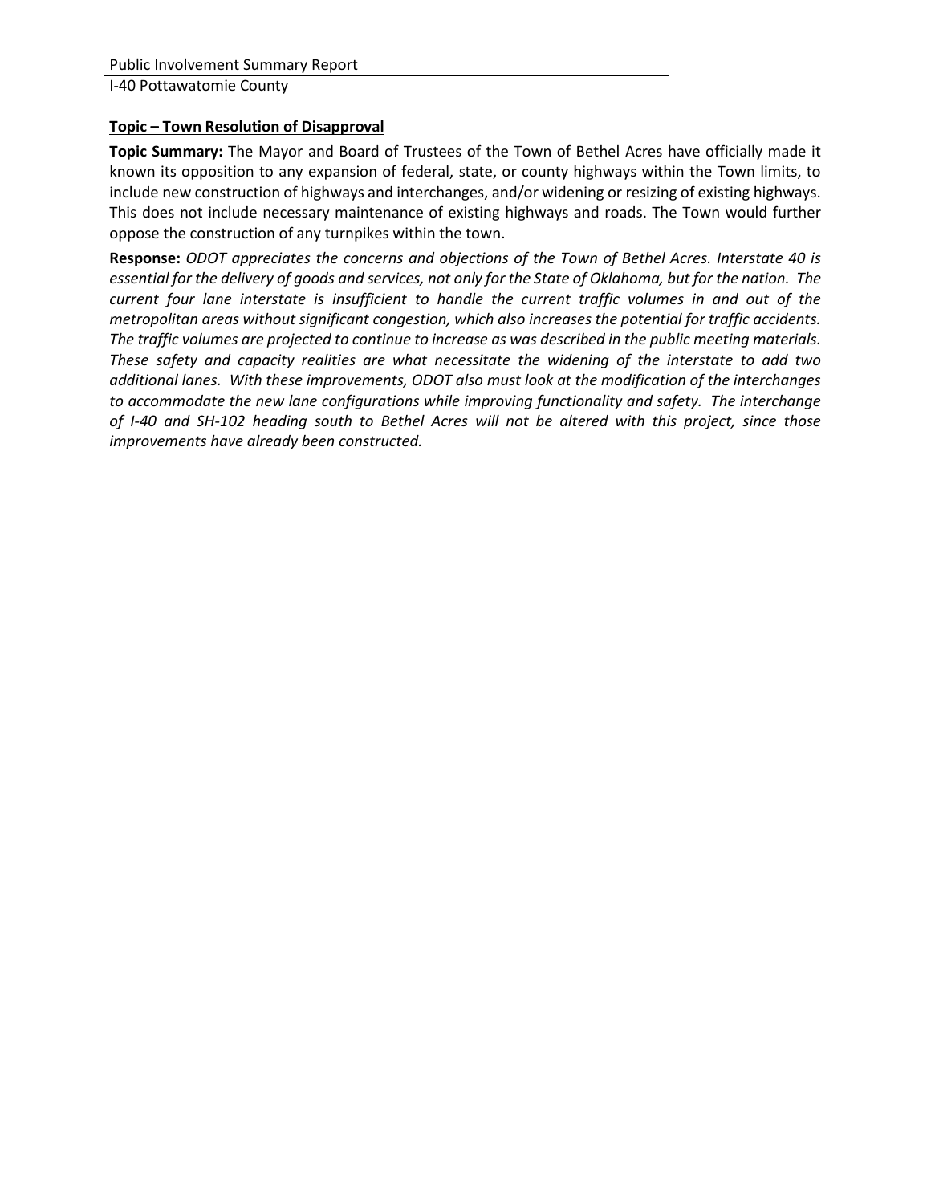**<u>Topic – Town Resolution of Disapproval</u>**

**Topic Summary:** The Mayor and Board of Trustees of the Town of Bethel Acres have officially made it known its opposition to any expansion of federal, state, or county highways within the Town limits, to include new construction of highways and interchanges, and/or widening or resizing of existing highways. This does not include necessary maintenance of existing highways and roads. The Town would further oppose the construction of any turnpikes within the town.

**Response:** *ODOT appreciates the concerns and objections of the Town of Bethel Acres. Interstate 40 is essential for the delivery of goods and services, not only for the State of Oklahoma, but for the nation. The current four lane interstate is insufficient to handle the current traffic volumes in and out of the metropolitan areas without significant congestion, which also increases the potential for traffic accidents. The traffic volumes are projected to continue to increase as was described in the public meeting materials. These safety and capacity realities are what necessitate the widening of the interstate to add two additional lanes. With these improvements, ODOT also must look at the modification of the interchanges to accommodate the new lane configurations while improving functionality and safety. The interchange of I-40 and SH-102 heading south to Bethel Acres will not be altered with this project, since those improvements have already been constructed.*